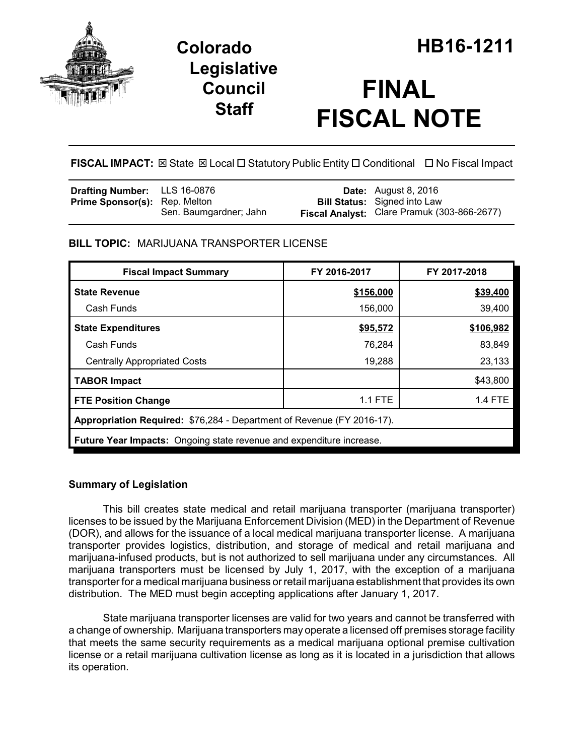# Colorado Legislative Council Staff

# HB16-1211

# FINAL FISCAL NOTE

**FISCAL IMPACT:** ☒ State ☒ Local ☐ Statutory Public Entity ☐ Conditional ☐ No Fiscal Impact

| | | | |
|---|---|---|---|
| **Drafting Number:** | LLS 16-0876 | **Date:** | August 8, 2016 |
| **Prime Sponsor(s):** | Rep. Melton<br>Sen. Baumgardner; Jahn | **Bill Status:** | Signed into Law |
| | | **Fiscal Analyst:** | Clare Pramuk (303-866-2677) |

**BILL TOPIC:** MARIJUANA TRANSPORTER LICENSE

| Fiscal Impact Summary | FY 2016-2017 | FY 2017-2018 |
|---|---|---|
| **State Revenue** | **$156,000** | **$39,400** |
| Cash Funds | 156,000 | 39,400 |
| **State Expenditures** | **$95,572** | **$106,982** |
| Cash Funds | 76,284 | 83,849 |
| Centrally Appropriated Costs | 19,288 | 23,133 |
| **TABOR Impact** | | $43,800 |
| **FTE Position Change** | 1.1 FTE | 1.4 FTE |
| **Appropriation Required:** $76,284 - Department of Revenue (FY 2016-17). | | |
| **Future Year Impacts:** Ongoing state revenue and expenditure increase. | | |

## Summary of Legislation

This bill creates state medical and retail marijuana transporter (marijuana transporter) licenses to be issued by the Marijuana Enforcement Division (MED) in the Department of Revenue (DOR), and allows for the issuance of a local medical marijuana transporter license. A marijuana transporter provides logistics, distribution, and storage of medical and retail marijuana and marijuana-infused products, but is not authorized to sell marijuana under any circumstances. All marijuana transporters must be licensed by July 1, 2017, with the exception of a marijuana transporter for a medical marijuana business or retail marijuana establishment that provides its own distribution. The MED must begin accepting applications after January 1, 2017.

State marijuana transporter licenses are valid for two years and cannot be transferred with a change of ownership. Marijuana transporters may operate a licensed off premises storage facility that meets the same security requirements as a medical marijuana optional premise cultivation license or a retail marijuana cultivation license as long as it is located in a jurisdiction that allows its operation.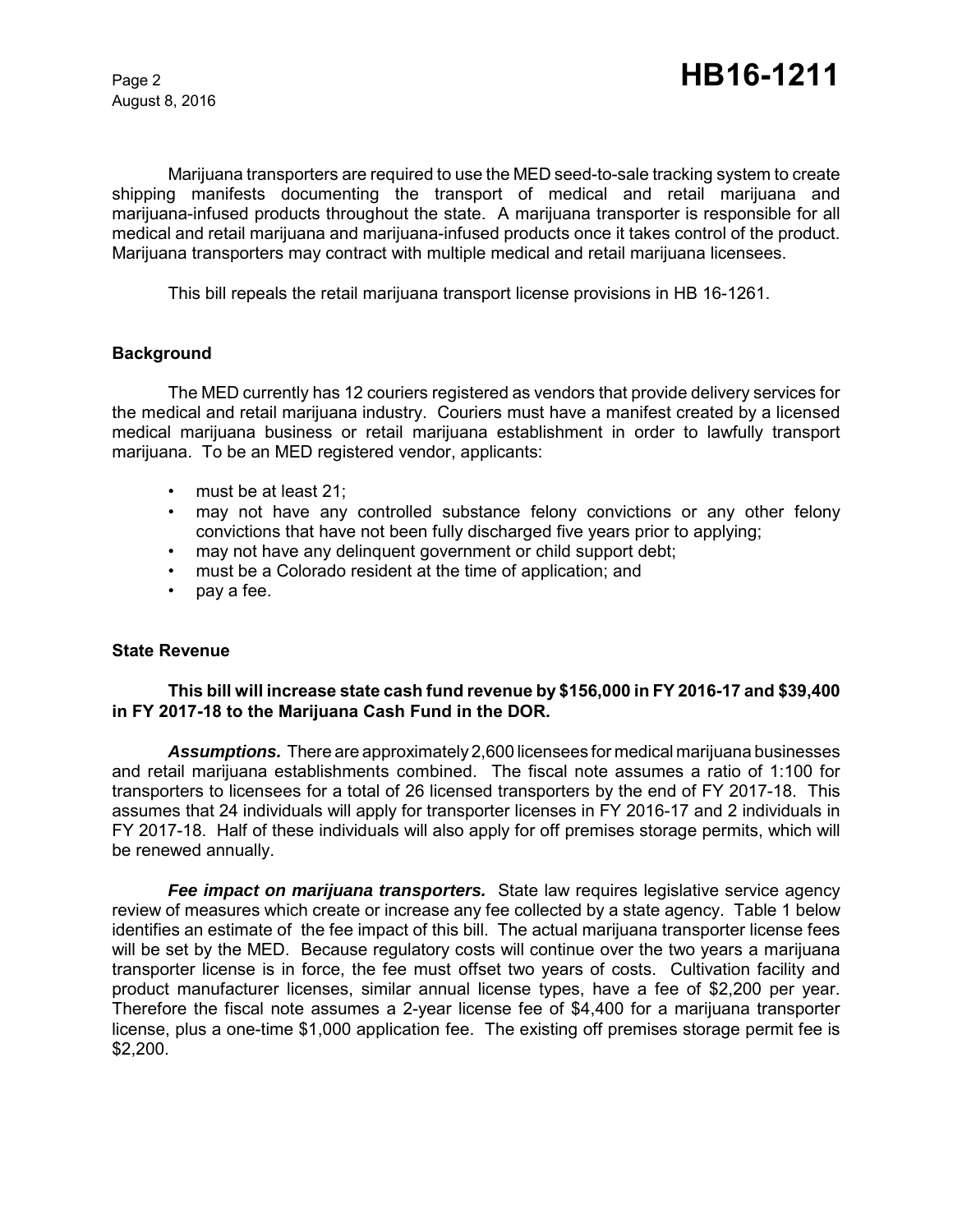Marijuana transporters are required to use the MED seed-to-sale tracking system to create shipping manifests documenting the transport of medical and retail marijuana and marijuana-infused products throughout the state. A marijuana transporter is responsible for all medical and retail marijuana and marijuana-infused products once it takes control of the product. Marijuana transporters may contract with multiple medical and retail marijuana licensees.

This bill repeals the retail marijuana transport license provisions in HB 16-1261.

## Background

The MED currently has 12 couriers registered as vendors that provide delivery services for the medical and retail marijuana industry. Couriers must have a manifest created by a licensed medical marijuana business or retail marijuana establishment in order to lawfully transport marijuana. To be an MED registered vendor, applicants:

- must be at least 21;
- may not have any controlled substance felony convictions or any other felony convictions that have not been fully discharged five years prior to applying;
- may not have any delinquent government or child support debt;
- must be a Colorado resident at the time of application; and
- pay a fee.

## State Revenue

**This bill will increase state cash fund revenue by $156,000 in FY 2016-17 and $39,400 in FY 2017-18 to the Marijuana Cash Fund in the DOR.**

***Assumptions.*** There are approximately 2,600 licensees for medical marijuana businesses and retail marijuana establishments combined. The fiscal note assumes a ratio of 1:100 for transporters to licensees for a total of 26 licensed transporters by the end of FY 2017-18. This assumes that 24 individuals will apply for transporter licenses in FY 2016-17 and 2 individuals in FY 2017-18. Half of these individuals will also apply for off premises storage permits, which will be renewed annually.

***Fee impact on marijuana transporters.*** State law requires legislative service agency review of measures which create or increase any fee collected by a state agency. Table 1 below identifies an estimate of the fee impact of this bill. The actual marijuana transporter license fees will be set by the MED. Because regulatory costs will continue over the two years a marijuana transporter license is in force, the fee must offset two years of costs. Cultivation facility and product manufacturer licenses, similar annual license types, have a fee of $2,200 per year. Therefore the fiscal note assumes a 2-year license fee of $4,400 for a marijuana transporter license, plus a one-time $1,000 application fee. The existing off premises storage permit fee is $2,200.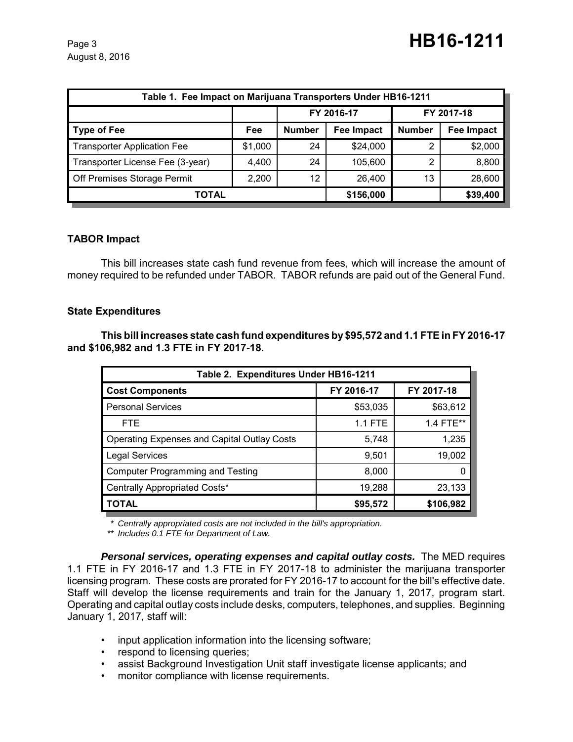| Table 1. Fee Impact on Marijuana Transporters Under HB16-1211 | | | | | |
|---|---|---|---|---|---|
| | | FY 2016-17 | | FY 2017-18 | |
| **Type of Fee** | **Fee** | **Number** | **Fee Impact** | **Number** | **Fee Impact** |
| Transporter Application Fee | $1,000 | 24 | $24,000 | 2 | $2,000 |
| Transporter License Fee (3-year) | 4,400 | 24 | 105,600 | 2 | 8,800 |
| Off Premises Storage Permit | 2,200 | 12 | 26,400 | 13 | 28,600 |
| **TOTAL** | | | **$156,000** | | **$39,400** |

### TABOR Impact

This bill increases state cash fund revenue from fees, which will increase the amount of money required to be refunded under TABOR. TABOR refunds are paid out of the General Fund.

### State Expenditures

**This bill increases state cash fund expenditures by $95,572 and 1.1 FTE in FY 2016-17 and $106,982 and 1.3 FTE in FY 2017-18.**

| Table 2. Expenditures Under HB16-1211 | | |
|---|---|---|
| **Cost Components** | **FY 2016-17** | **FY 2017-18** |
| Personal Services | $53,035 | $63,612 |
| FTE | 1.1 FTE | 1.4 FTE** |
| Operating Expenses and Capital Outlay Costs | 5,748 | 1,235 |
| Legal Services | 9,501 | 19,002 |
| Computer Programming and Testing | 8,000 | 0 |
| Centrally Appropriated Costs* | 19,288 | 23,133 |
| **TOTAL** | **$95,572** | **$106,982** |

*\* Centrally appropriated costs are not included in the bill's appropriation.*

*\*\* Includes 0.1 FTE for Department of Law.*

***Personal services, operating expenses and capital outlay costs.*** The MED requires 1.1 FTE in FY 2016-17 and 1.3 FTE in FY 2017-18 to administer the marijuana transporter licensing program. These costs are prorated for FY 2016-17 to account for the bill's effective date. Staff will develop the license requirements and train for the January 1, 2017, program start. Operating and capital outlay costs include desks, computers, telephones, and supplies. Beginning January 1, 2017, staff will:

- input application information into the licensing software;
- respond to licensing queries;
- assist Background Investigation Unit staff investigate license applicants; and
- monitor compliance with license requirements.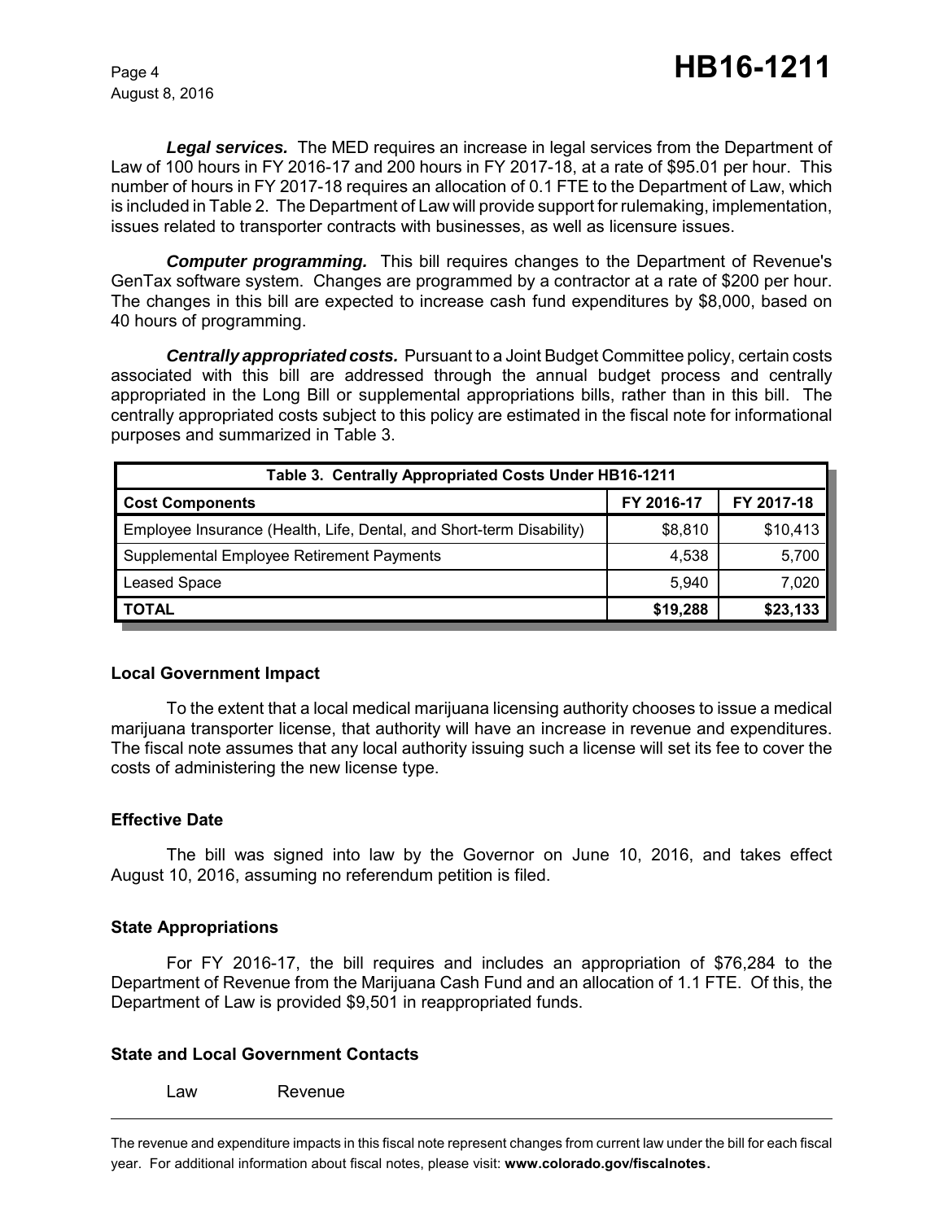***Legal services.*** The MED requires an increase in legal services from the Department of Law of 100 hours in FY 2016-17 and 200 hours in FY 2017-18, at a rate of $95.01 per hour. This number of hours in FY 2017-18 requires an allocation of 0.1 FTE to the Department of Law, which is included in Table 2. The Department of Law will provide support for rulemaking, implementation, issues related to transporter contracts with businesses, as well as licensure issues.

***Computer programming.*** This bill requires changes to the Department of Revenue's GenTax software system. Changes are programmed by a contractor at a rate of $200 per hour. The changes in this bill are expected to increase cash fund expenditures by $8,000, based on 40 hours of programming.

***Centrally appropriated costs.*** Pursuant to a Joint Budget Committee policy, certain costs associated with this bill are addressed through the annual budget process and centrally appropriated in the Long Bill or supplemental appropriations bills, rather than in this bill. The centrally appropriated costs subject to this policy are estimated in the fiscal note for informational purposes and summarized in Table 3.

**Table 3. Centrally Appropriated Costs Under HB16-1211**

| Cost Components | FY 2016-17 | FY 2017-18 |
|---|---|---|
| Employee Insurance (Health, Life, Dental, and Short-term Disability) | $8,810 | $10,413 |
| Supplemental Employee Retirement Payments | 4,538 | 5,700 |
| Leased Space | 5,940 | 7,020 |
| **TOTAL** | **$19,288** | **$23,133** |

## Local Government Impact

To the extent that a local medical marijuana licensing authority chooses to issue a medical marijuana transporter license, that authority will have an increase in revenue and expenditures. The fiscal note assumes that any local authority issuing such a license will set its fee to cover the costs of administering the new license type.

## Effective Date

The bill was signed into law by the Governor on June 10, 2016, and takes effect August 10, 2016, assuming no referendum petition is filed.

## State Appropriations

For FY 2016-17, the bill requires and includes an appropriation of $76,284 to the Department of Revenue from the Marijuana Cash Fund and an allocation of 1.1 FTE. Of this, the Department of Law is provided $9,501 in reappropriated funds.

## State and Local Government Contacts

Law Revenue

The revenue and expenditure impacts in this fiscal note represent changes from current law under the bill for each fiscal year. For additional information about fiscal notes, please visit: **www.colorado.gov/fiscalnotes.**